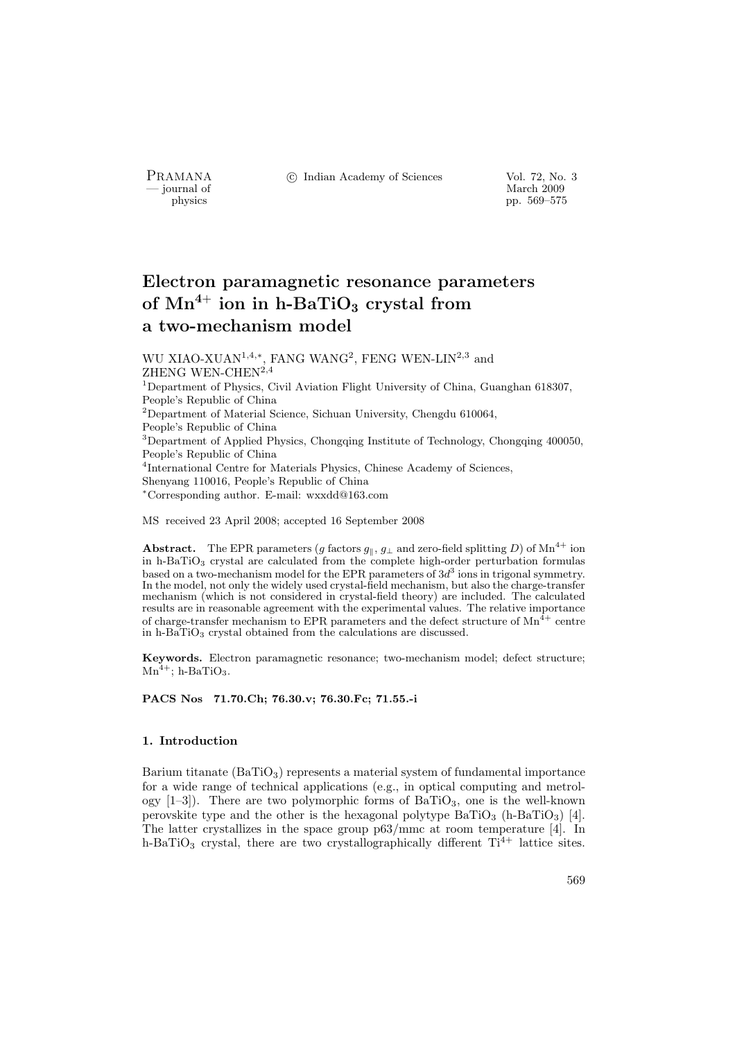# Electron paramagnetic resonance parameters of $Mn^{4+}$ ion in h-$BaTiO_3$ crystal from a two-mechanism model

WU XIAO-XUAN[1,4,*], FANG WANG[2], FENG WEN-LIN[2,3] and ZHENG WEN-CHEN[2,4]

[1]Department of Physics, Civil Aviation Flight University of China, Guanghan 618307, People's Republic of China

[2]Department of Material Science, Sichuan University, Chengdu 610064, People's Republic of China

[3]Department of Applied Physics, Chongqing Institute of Technology, Chongqing 400050, People's Republic of China

[4]International Centre for Materials Physics, Chinese Academy of Sciences, Shenyang 110016, People's Republic of China

[*]Corresponding author. E-mail: wxxdd@163.com

MS received 23 April 2008; accepted 16 September 2008

**Abstract.** The EPR parameters ($g$ factors $g_{\parallel}$, $g_{\perp}$ and zero-field splitting $D$) of $Mn^{4+}$ ion in h-$BaTiO_3$ crystal are calculated from the complete high-order perturbation formulas based on a two-mechanism model for the EPR parameters of $3d^3$ ions in trigonal symmetry. In the model, not only the widely used crystal-field mechanism, but also the charge-transfer mechanism (which is not considered in crystal-field theory) are included. The calculated results are in reasonable agreement with the experimental values. The relative importance of charge-transfer mechanism to EPR parameters and the defect structure of $Mn^{4+}$ centre in h-$BaTiO_3$ crystal obtained from the calculations are discussed.

**Keywords.** Electron paramagnetic resonance; two-mechanism model; defect structure; $Mn^{4+}$; h-$BaTiO_3$.

**PACS Nos 71.70.Ch; 76.30.v; 76.30.Fc; 71.55.-i**

## 1. Introduction

Barium titanate ($BaTiO_3$) represents a material system of fundamental importance for a wide range of technical applications (e.g., in optical computing and metrology [1–3]). There are two polymorphic forms of $BaTiO_3$, one is the well-known perovskite type and the other is the hexagonal polytype $BaTiO_3$ (h-$BaTiO_3$) [4]. The latter crystallizes in the space group p63/mmc at room temperature [4]. In h-$BaTiO_3$ crystal, there are two crystallographically different $Ti^{4+}$ lattice sites.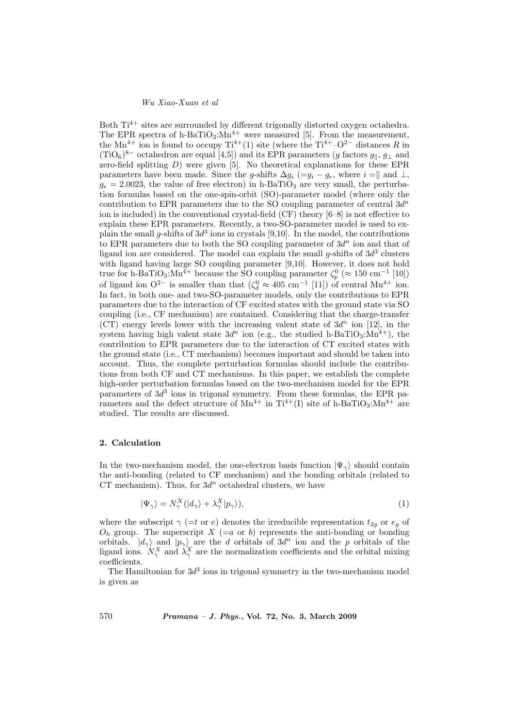Both $Ti^{4+}$ sites are surrounded by different trigonally distorted oxygen octahedra. The EPR spectra of h-$BaTiO_3$:$Mn^{4+}$ were measured [5]. From the measurement, the $Mn^{4+}$ ion is found to occupy $Ti^{4+}$(1) site (where the $Ti^{4+}$–$O^{2-}$ distances $R$ in $(TiO_6)^{8-}$ octahedron are equal [4,5]) and its EPR parameters ($g$ factors $g_\parallel$, $g_\perp$ and zero-field splitting $D$) were given [5]. No theoretical explanations for these EPR parameters have been made. Since the $g$-shifts $\Delta g_i$ ($=g_i - g_e$, where $i =\parallel$ and $\perp$, $g_e = 2.0023$, the value of free electron) in h-$BaTiO_3$ are very small, the perturbation formulas based on the one-spin-orbit (SO)-parameter model (where only the contribution to EPR parameters due to the SO coupling parameter of central $3d^n$ ion is included) in the conventional crystal-field (CF) theory [6–8] is not effective to explain these EPR parameters. Recently, a two-SO-parameter model is used to explain the small $g$-shifts of $3d^3$ ions in crystals [9,10]. In the model, the contributions to EPR parameters due to both the SO coupling parameter of $3d^n$ ion and that of ligand ion are considered. The model can explain the small $g$-shifts of $3d^3$ clusters with ligand having large SO coupling parameter [9,10]. However, it does not hold true for h-$BaTiO_3$:$Mn^{4+}$ because the SO coupling parameter $\zeta_p^0$ ($\approx 150$ cm$^{-1}$ [10]) of ligand ion $O^{2-}$ is smaller than that ($\zeta_d^0 \approx 405$ cm$^{-1}$ [11]) of central $Mn^{4+}$ ion. In fact, in both one- and two-SO-parameter models, only the contributions to EPR parameters due to the interaction of CF excited states with the ground state via SO coupling (i.e., CF mechanism) are contained. Considering that the charge-transfer (CT) energy levels lower with the increasing valent state of $3d^n$ ion [12], in the system having high valent state $3d^n$ ion (e.g., the studied h-$BaTiO_3$:$Mn^{4+}$), the contribution to EPR parameters due to the interaction of CT excited states with the ground state (i.e., CT mechanism) becomes important and should be taken into account. Thus, the complete perturbation formulas should include the contributions from both CF and CT mechanisms. In this paper, we establish the complete high-order perturbation formulas based on the two-mechanism model for the EPR parameters of $3d^3$ ions in trigonal symmetry. From these formulas, the EPR parameters and the defect structure of $Mn^{4+}$ in $Ti^{4+}$(I) site of h-$BaTiO_3$:$Mn^{4+}$ are studied. The results are discussed.

## 2. Calculation

In the two-mechanism model, the one-electron basis function $|\Psi_\gamma\rangle$ should contain the anti-bonding (related to CF mechanism) and the bonding orbitals (related to CT mechanism). Thus, for $3d^n$ octahedral clusters, we have

$$|\Psi_\gamma\rangle = N_\gamma^X(|d_\gamma\rangle + \lambda_\gamma^X|p_\gamma\rangle), \tag{1}$$

where the subscript $\gamma$ (=$t$ or $e$) denotes the irreducible representation $t_{2g}$ or $e_g$ of $O_h$ group. The superscript $X$ (=$a$ or $b$) represents the anti-bonding or bonding orbitals. $|d_\gamma\rangle$ and $|p_\gamma\rangle$ are the $d$ orbitals of $3d^n$ ion and the $p$ orbitals of the ligand ions. $N_\gamma^X$ and $\lambda_\gamma^X$ are the normalization coefficients and the orbital mixing coefficients.

The Hamiltonian for $3d^3$ ions in trigonal symmetry in the two-mechanism model is given as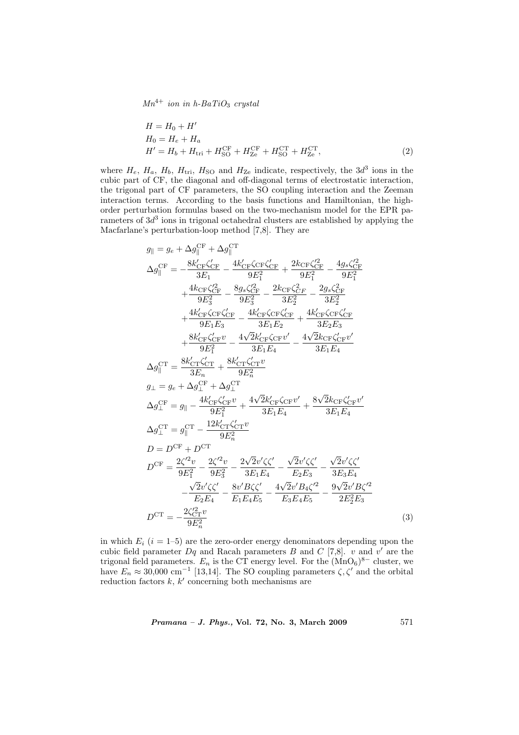$$H = H_0 + H'$$
$$H_0 = H_e + H_a$$
$$H' = H_b + H_{\rm tri} + H_{\rm SO}^{\rm CF} + H_{\rm Ze}^{\rm CF} + H_{\rm SO}^{\rm CT} + H_{\rm Ze}^{\rm CT}, \tag{2}$$

where $H_e$, $H_a$, $H_b$, $H_{\rm tri}$, $H_{\rm SO}$ and $H_{\rm Ze}$ indicate, respectively, the $3d^3$ ions in the cubic part of CF, the diagonal and off-diagonal terms of electrostatic interaction, the trigonal part of CF parameters, the SO coupling interaction and the Zeeman interaction terms. According to the basis functions and Hamiltonian, the high-order perturbation formulas based on the two-mechanism model for the EPR parameters of $3d^3$ ions in trigonal octahedral clusters are established by applying the Macfarlane's perturbation-loop method [7,8]. They are

$$
\begin{aligned}
g_\parallel &= g_e + \Delta g_\parallel^{\rm CF} + \Delta g_\parallel^{\rm CT} \\
\Delta g_\parallel^{\rm CF} &= -\frac{8k'_{\rm CF}\zeta'_{\rm CF}}{3E_1} - \frac{4k'_{\rm CF}\zeta_{\rm CF}\zeta'_{\rm CF}}{9E_1^2} + \frac{2k_{\rm CF}\zeta'^2_{\rm CF}}{9E_1^2} - \frac{4g_s\zeta'^2_{\rm CF}}{9E_1^2} \\
&\quad + \frac{4k_{\rm CF}\zeta'^2_{\rm CF}}{9E_3^2} - \frac{8g_s\zeta'^2_{\rm CF}}{9E_3^2} - \frac{2k_{\rm CF}\zeta^2_{CF}}{3E_2^2} - \frac{2g_s\zeta^2_{\rm CF}}{3E_2^2} \\
&\quad + \frac{4k'_{\rm CF}\zeta_{\rm CF}\zeta'_{\rm CF}}{9E_1E_3} - \frac{4k'_{\rm CF}\zeta_{\rm CF}\zeta'_{\rm CF}}{3E_1E_2} + \frac{4k'_{\rm CF}\zeta_{\rm CF}\zeta'_{\rm CF}}{3E_2E_3} \\
&\quad + \frac{8k'_{\rm CF}\zeta'_{\rm CF}v}{9E_1^2} - \frac{4\sqrt{2}k'_{\rm CF}\zeta_{\rm CF}v'}{3E_1E_4} - \frac{4\sqrt{2}k_{\rm CF}\zeta'_{\rm CF}v'}{3E_1E_4} \\
\Delta g_\parallel^{\rm CT} &= \frac{8k'_{\rm CT}\zeta'_{\rm CT}}{3E_n} + \frac{8k'_{\rm CT}\zeta'_{\rm CT}v}{9E_n^2} \\
g_\perp &= g_e + \Delta g_\perp^{\rm CF} + \Delta g_\perp^{\rm CT} \\
\Delta g_\perp^{\rm CF} &= g_\parallel - \frac{4k'_{\rm CF}\zeta'_{\rm CF}v}{9E_1^2} + \frac{4\sqrt{2}k'_{\rm CF}\zeta_{\rm CF}v'}{3E_1E_4} + \frac{8\sqrt{2}k_{\rm CF}\zeta'_{\rm CF}v'}{3E_1E_4} \\
\Delta g_\perp^{\rm CT} &= g_\parallel^{\rm CT} - \frac{12k'_{\rm CT}\zeta'_{\rm CT}v}{9E_n^2} \\
D &= D^{\rm CF} + D^{\rm CT} \\
D^{\rm CF} &= \frac{2\zeta'^2v}{9E_1^2} - \frac{2\zeta'^2v}{9E_3^2} - \frac{2\sqrt{2}v'\zeta\zeta'}{3E_1E_4} - \frac{\sqrt{2}v'\zeta\zeta'}{E_2E_3} - \frac{\sqrt{2}v'\zeta\zeta'}{3E_3E_4} \\
&\quad - \frac{\sqrt{2}v'\zeta\zeta'}{E_2E_4} - \frac{8v'B\zeta\zeta'}{E_1E_4E_5} - \frac{4\sqrt{2}v'B_4\zeta'^2}{E_3E_4E_5} - \frac{9\sqrt{2}v'B\zeta'^2}{2E_2^2E_3} \\
D^{\rm CT} &= -\frac{2\zeta'^2_{\rm CT}v}{9E_n^2}
\end{aligned}
\tag{3}
$$

in which $E_i$ ($i$ = 1–5) are the zero-order energy denominators depending upon the cubic field parameter $Dq$ and Racah parameters $B$ and $C$ [7,8]. $v$ and $v'$ are the trigonal field parameters. $E_n$ is the CT energy level. For the $(MnO_6)^{8-}$ cluster, we have $E_n \approx 30{,}000$ cm$^{-1}$ [13,14]. The SO coupling parameters $\zeta, \zeta'$ and the orbital reduction factors $k$, $k'$ concerning both mechanisms are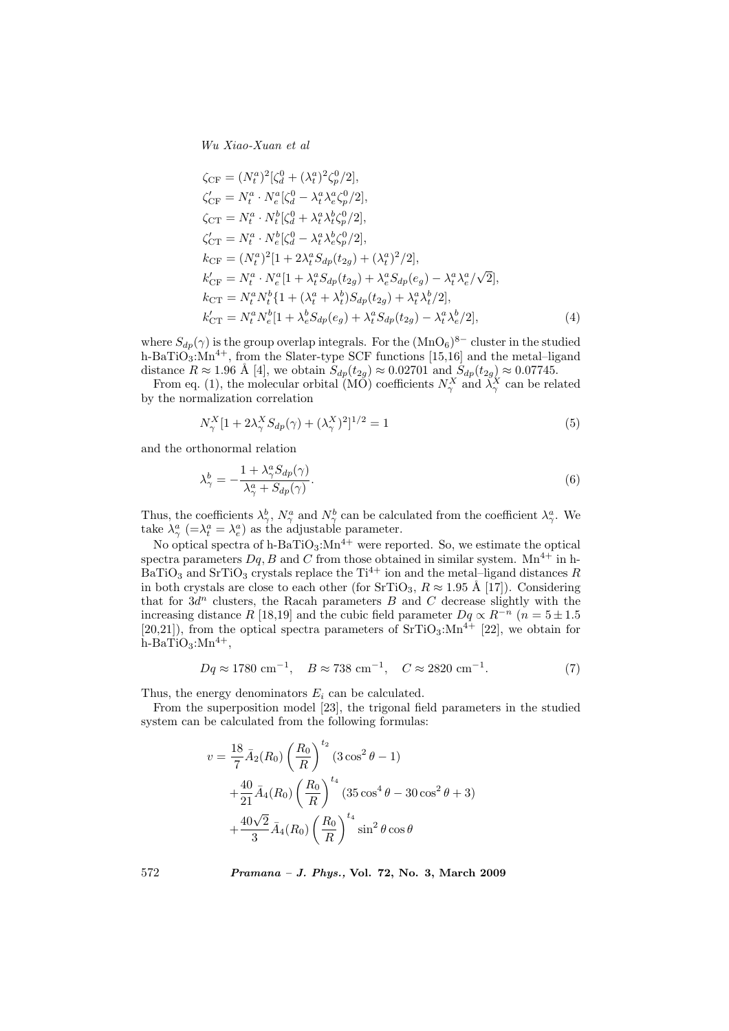$$
\begin{aligned}
\zeta_{\mathrm{CF}} &= (N_t^a)^2[\zeta_d^0 + (\lambda_t^a)^2\zeta_p^0/2],\\
\zeta'_{\mathrm{CF}} &= N_t^a \cdot N_e^a[\zeta_d^0 - \lambda_t^a\lambda_e^a\zeta_p^0/2],\\
\zeta_{\mathrm{CT}} &= N_t^a \cdot N_t^b[\zeta_d^0 + \lambda_t^a\lambda_t^b\zeta_p^0/2],\\
\zeta'_{\mathrm{CT}} &= N_t^a \cdot N_e^b[\zeta_d^0 - \lambda_t^a\lambda_e^b\zeta_p^0/2],\\
k_{\mathrm{CF}} &= (N_t^a)^2[1 + 2\lambda_t^a S_{dp}(t_{2g}) + (\lambda_t^a)^2/2],\\
k'_{\mathrm{CF}} &= N_t^a \cdot N_e^a[1 + \lambda_t^a S_{dp}(t_{2g}) + \lambda_e^a S_{dp}(e_g) - \lambda_t^a\lambda_e^a/\sqrt{2}],\\
k_{\mathrm{CT}} &= N_t^a N_t^b\{1 + (\lambda_t^a + \lambda_t^b)S_{dp}(t_{2g}) + \lambda_t^a\lambda_t^b/2],\\
k'_{\mathrm{CT}} &= N_t^a N_e^b[1 + \lambda_e^b S_{dp}(e_g) + \lambda_t^a S_{dp}(t_{2g}) - \lambda_t^a\lambda_e^b/2],
\end{aligned}
\tag{4}
$$

where $S_{dp}(\gamma)$ is the group overlap integrals. For the $(\mathrm{MnO_6})^{8-}$ cluster in the studied h-$\mathrm{BaTiO_3}$:$\mathrm{Mn^{4+}}$, from the Slater-type SCF functions [15,16] and the metal–ligand distance $R \approx 1.96$ Å [4], we obtain $S_{dp}(t_{2g}) \approx 0.02701$ and $S_{dp}(t_{2g}) \approx 0.07745$.

From eq. (1), the molecular orbital (MO) coefficients $N_\gamma^X$ and $\lambda_\gamma^X$ can be related by the normalization correlation

$$
N_\gamma^X[1 + 2\lambda_\gamma^X S_{dp}(\gamma) + (\lambda_\gamma^X)^2]^{1/2} = 1 \tag{5}
$$

and the orthonormal relation

$$
\lambda_\gamma^b = -\frac{1 + \lambda_\gamma^a S_{dp}(\gamma)}{\lambda_\gamma^a + S_{dp}(\gamma)}. \tag{6}
$$

Thus, the coefficients $\lambda_\gamma^b$, $N_\gamma^a$ and $N_\gamma^b$ can be calculated from the coefficient $\lambda_\gamma^a$. We take $\lambda_\gamma^a$ $(=\lambda_t^a = \lambda_e^a)$ as the adjustable parameter.

No optical spectra of h-$\mathrm{BaTiO_3}$:$\mathrm{Mn^{4+}}$ were reported. So, we estimate the optical spectra parameters $Dq, B$ and $C$ from those obtained in similar system. $\mathrm{Mn^{4+}}$ in h-$\mathrm{BaTiO_3}$ and $\mathrm{SrTiO_3}$ crystals replace the $\mathrm{Ti^{4+}}$ ion and the metal–ligand distances $R$ in both crystals are close to each other (for $\mathrm{SrTiO_3}$, $R \approx 1.95$ Å [17]). Considering that for $3d^n$ clusters, the Racah parameters $B$ and $C$ decrease slightly with the increasing distance $R$ [18,19] and the cubic field parameter $Dq \propto R^{-n}$ ($n = 5 \pm 1.5$ [20,21]), from the optical spectra parameters of $\mathrm{SrTiO_3}$:$\mathrm{Mn^{4+}}$ [22], we obtain for h-$\mathrm{BaTiO_3}$:$\mathrm{Mn^{4+}}$,

$$
Dq \approx 1780~\mathrm{cm^{-1}}, \quad B \approx 738~\mathrm{cm^{-1}}, \quad C \approx 2820~\mathrm{cm^{-1}}. \tag{7}
$$

Thus, the energy denominators $E_i$ can be calculated.

From the superposition model [23], the trigonal field parameters in the studied system can be calculated from the following formulas:

$$
\begin{aligned}
v = {} & \frac{18}{7}\bar{A}_2(R_0)\left(\frac{R_0}{R}\right)^{t_2}(3\cos^2\theta - 1)\\
& + \frac{40}{21}\bar{A}_4(R_0)\left(\frac{R_0}{R}\right)^{t_4}(35\cos^4\theta - 30\cos^2\theta + 3)\\
& + \frac{40\sqrt{2}}{3}\bar{A}_4(R_0)\left(\frac{R_0}{R}\right)^{t_4}\sin^2\theta\cos\theta
\end{aligned}
$$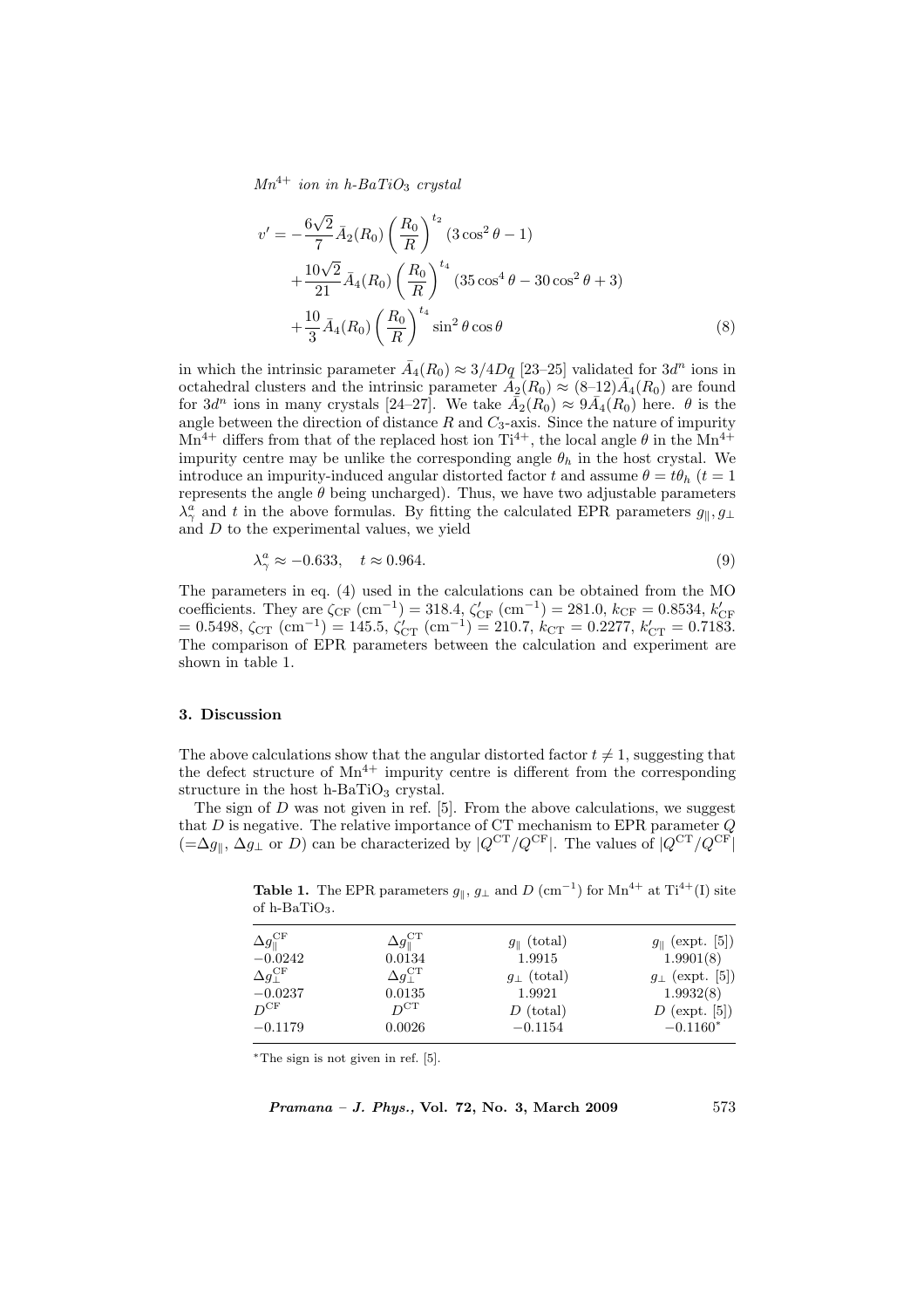$$
\begin{aligned}
v' = &-\frac{6\sqrt{2}}{7}\bar{A}_2(R_0)\left(\frac{R_0}{R}\right)^{t_2}(3\cos^2\theta - 1) \\
&+\frac{10\sqrt{2}}{21}\bar{A}_4(R_0)\left(\frac{R_0}{R}\right)^{t_4}(35\cos^4\theta - 30\cos^2\theta + 3) \\
&+\frac{10}{3}\bar{A}_4(R_0)\left(\frac{R_0}{R}\right)^{t_4}\sin^2\theta\cos\theta
\end{aligned}
\tag{8}
$$

in which the intrinsic parameter $\bar{A}_4(R_0) \approx 3/4Dq$ [23–25] validated for $3d^n$ ions in octahedral clusters and the intrinsic parameter $\bar{A}_2(R_0) \approx (8\text{–}12)\bar{A}_4(R_0)$ are found for $3d^n$ ions in many crystals [24–27]. We take $\bar{A}_2(R_0) \approx 9\bar{A}_4(R_0)$ here. $\theta$ is the angle between the direction of distance $R$ and $C_3$-axis. Since the nature of impurity $Mn^{4+}$ differs from that of the replaced host ion $Ti^{4+}$, the local angle $\theta$ in the $Mn^{4+}$ impurity centre may be unlike the corresponding angle $\theta_h$ in the host crystal. We introduce an impurity-induced angular distorted factor $t$ and assume $\theta = t\theta_h$ ($t = 1$ represents the angle $\theta$ being uncharged). Thus, we have two adjustable parameters $\lambda_\gamma^a$ and $t$ in the above formulas. By fitting the calculated EPR parameters $g_\parallel, g_\perp$ and $D$ to the experimental values, we yield

$$
\lambda_\gamma^a \approx -0.633, \quad t \approx 0.964. \tag{9}
$$

The parameters in eq. (4) used in the calculations can be obtained from the MO coefficients. They are $\zeta_{\rm CF}$ (cm$^{-1}$) = 318.4, $\zeta'_{\rm CF}$ (cm$^{-1}$) = 281.0, $k_{\rm CF} = 0.8534$, $k'_{\rm CF} = 0.5498$, $\zeta_{\rm CT}$ (cm$^{-1}$) = 145.5, $\zeta'_{\rm CT}$ (cm$^{-1}$) = 210.7, $k_{\rm CT} = 0.2277$, $k'_{\rm CT} = 0.7183$. The comparison of EPR parameters between the calculation and experiment are shown in table 1.

## 3. Discussion

The above calculations show that the angular distorted factor $t \neq 1$, suggesting that the defect structure of $Mn^{4+}$ impurity centre is different from the corresponding structure in the host h-$BaTiO_3$ crystal.

The sign of $D$ was not given in ref. [5]. From the above calculations, we suggest that $D$ is negative. The relative importance of CT mechanism to EPR parameter $Q$ ($=\Delta g_\parallel$, $\Delta g_\perp$ or $D$) can be characterized by $|Q^{\rm CT}/Q^{\rm CF}|$. The values of $|Q^{\rm CT}/Q^{\rm CF}|$

**Table 1.** The EPR parameters $g_\parallel$, $g_\perp$ and $D$ (cm$^{-1}$) for $Mn^{4+}$ at $Ti^{4+}$(I) site of h-$BaTiO_3$.

| $\Delta g_\parallel^{\rm CF}$ | $\Delta g_\parallel^{\rm CT}$ | $g_\parallel$ (total) | $g_\parallel$ (expt. [5]) |
|---|---|---|---|
| −0.0242 | 0.0134 | 1.9915 | 1.9901(8) |
| $\Delta g_\perp^{\rm CF}$ | $\Delta g_\perp^{\rm CT}$ | $g_\perp$ (total) | $g_\perp$ (expt. [5]) |
| −0.0237 | 0.0135 | 1.9921 | 1.9932(8) |
| $D^{\rm CF}$ | $D^{\rm CT}$ | $D$ (total) | $D$ (expt. [5]) |
| −0.1179 | 0.0026 | −0.1154 | −0.1160* |

*The sign is not given in ref. [5].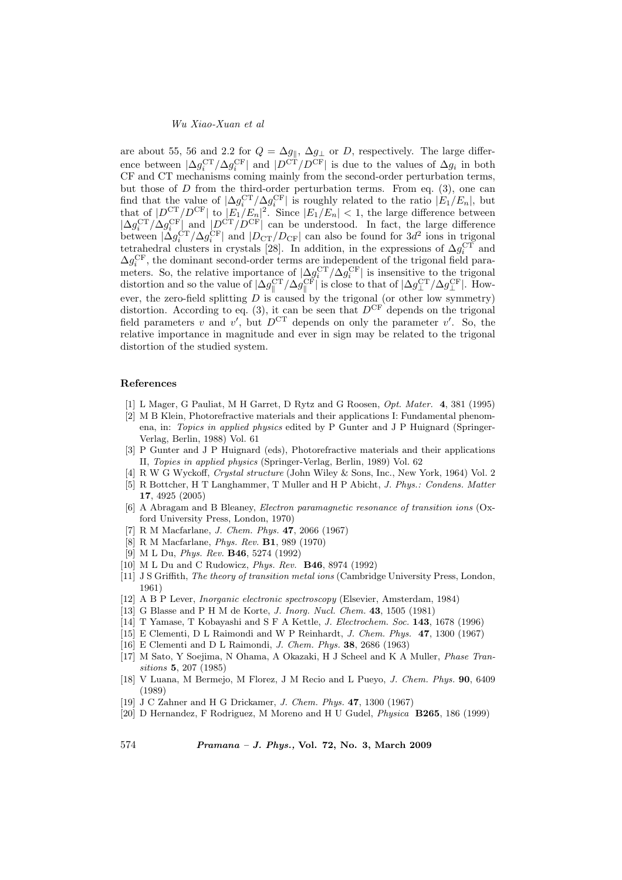are about 55, 56 and 2.2 for $Q = \Delta g_{\parallel}$, $\Delta g_{\perp}$ or $D$, respectively. The large difference between $|\Delta g_i^{\rm CT}/\Delta g_i^{\rm CF}|$ and $|D^{\rm CT}/D^{\rm CF}|$ is due to the values of $\Delta g_i$ in both CF and CT mechanisms coming mainly from the second-order perturbation terms, but those of $D$ from the third-order perturbation terms. From eq. (3), one can find that the value of $|\Delta g_i^{\rm CT}/\Delta g_i^{\rm CF}|$ is roughly related to the ratio $|E_1/E_n|$, but that of $|D^{\rm CT}/D^{\rm CF}|$ to $|E_1/E_n|^2$. Since $|E_1/E_n| < 1$, the large difference between $|\Delta g_i^{\rm CT}/\Delta g_i^{\rm CF}|$ and $|D^{\rm CT}/D^{\rm CF}|$ can be understood. In fact, the large difference between $|\Delta g_i^{\rm CT}/\Delta g_i^{\rm CF}|$ and $|D_{\rm CT}/D_{\rm CF}|$ can also be found for $3d^2$ ions in trigonal tetrahedral clusters in crystals [28]. In addition, in the expressions of $\Delta g_i^{\rm CT}$ and $\Delta g_i^{\rm CF}$, the dominant second-order terms are independent of the trigonal field parameters. So, the relative importance of $|\Delta g_i^{\rm CT}/\Delta g_i^{\rm CF}|$ is insensitive to the trigonal distortion and so the value of $|\Delta g_{\parallel}^{\rm CT}/\Delta g_{\parallel}^{\rm CF}|$ is close to that of $|\Delta g_{\perp}^{\rm CT}/\Delta g_{\perp}^{\rm CF}|$. However, the zero-field splitting $D$ is caused by the trigonal (or other low symmetry) distortion. According to eq. (3), it can be seen that $D^{\rm CF}$ depends on the trigonal field parameters $v$ and $v'$, but $D^{\rm CT}$ depends on only the parameter $v'$. So, the relative importance in magnitude and ever in sign may be related to the trigonal distortion of the studied system.

## References

[1] L Mager, G Pauliat, M H Garret, D Rytz and G Roosen, *Opt. Mater.* **4**, 381 (1995)

[2] M B Klein, Photorefractive materials and their applications I: Fundamental phenomena, in: *Topics in applied physics* edited by P Gunter and J P Huignard (Springer-Verlag, Berlin, 1988) Vol. 61

[3] P Gunter and J P Huignard (eds), Photorefractive materials and their applications II, *Topies in applied physics* (Springer-Verlag, Berlin, 1989) Vol. 62

[4] R W G Wyckoff, *Crystal structure* (John Wiley & Sons, Inc., New York, 1964) Vol. 2

[5] R Bottcher, H T Langhammer, T Muller and H P Abicht, *J. Phys.: Condens. Matter* **17**, 4925 (2005)

[6] A Abragam and B Bleaney, *Electron paramagnetic resonance of transition ions* (Oxford University Press, London, 1970)

[7] R M Macfarlane, *J. Chem. Phys.* **47**, 2066 (1967)

[8] R M Macfarlane, *Phys. Rev.* **B1**, 989 (1970)

[9] M L Du, *Phys. Rev.* **B46**, 5274 (1992)

[10] M L Du and C Rudowicz, *Phys. Rev.* **B46**, 8974 (1992)

[11] J S Griffith, *The theory of transition metal ions* (Cambridge University Press, London, 1961)

[12] A B P Lever, *Inorganic electronic spectroscopy* (Elsevier, Amsterdam, 1984)

[13] G Blasse and P H M de Korte, *J. Inorg. Nucl. Chem.* **43**, 1505 (1981)

[14] T Yamase, T Kobayashi and S F A Kettle, *J. Electrochem. Soc.* **143**, 1678 (1996)

[15] E Clementi, D L Raimondi and W P Reinhardt, *J. Chem. Phys.* **47**, 1300 (1967)

[16] E Clementi and D L Raimondi, *J. Chem. Phys.* **38**, 2686 (1963)

[17] M Sato, Y Soejima, N Ohama, A Okazaki, H J Scheel and K A Muller, *Phase Transitions* **5**, 207 (1985)

[18] V Luana, M Bermejo, M Florez, J M Recio and L Pueyo, *J. Chem. Phys.* **90**, 6409 (1989)

[19] J C Zahner and H G Drickamer, *J. Chem. Phys.* **47**, 1300 (1967)

[20] D Hernandez, F Rodriguez, M Moreno and H U Gudel, *Physica* **B265**, 186 (1999)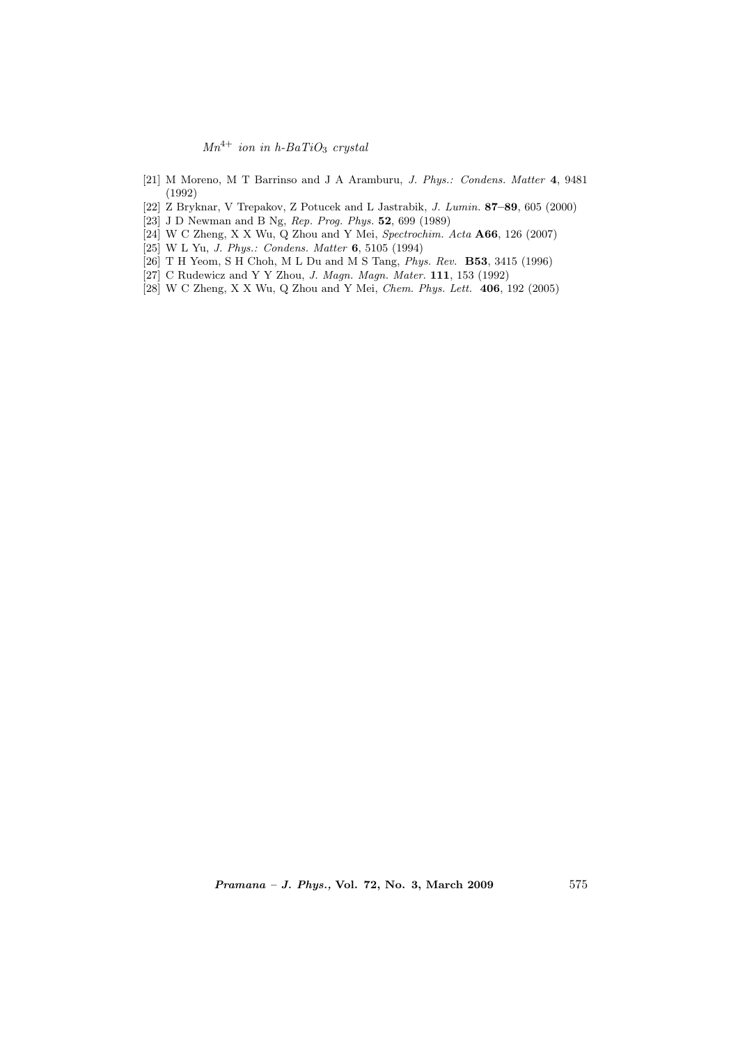[21] M Moreno, M T Barrinso and J A Aramburu, *J. Phys.: Condens. Matter* **4**, 9481 (1992)

[22] Z Bryknar, V Trepakov, Z Potucek and L Jastrabik, *J. Lumin.* **87–89**, 605 (2000)

[23] J D Newman and B Ng, *Rep. Prog. Phys.* **52**, 699 (1989)

[24] W C Zheng, X X Wu, Q Zhou and Y Mei, *Spectrochim. Acta* **A66**, 126 (2007)

[25] W L Yu, *J. Phys.: Condens. Matter* **6**, 5105 (1994)

[26] T H Yeom, S H Choh, M L Du and M S Tang, *Phys. Rev.* **B53**, 3415 (1996)

[27] C Rudewicz and Y Y Zhou, *J. Magn. Magn. Mater.* **111**, 153 (1992)

[28] W C Zheng, X X Wu, Q Zhou and Y Mei, *Chem. Phys. Lett.* **406**, 192 (2005)